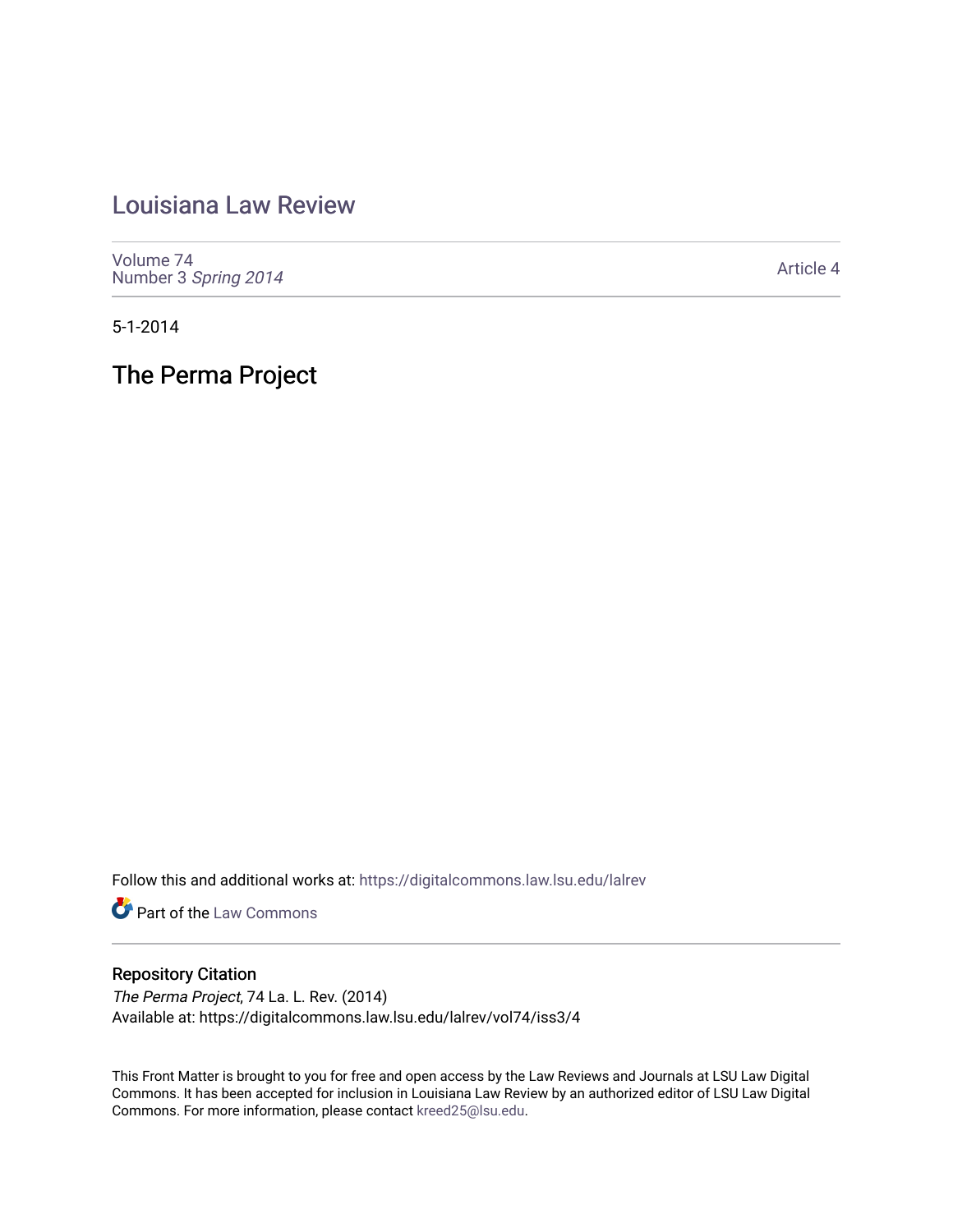# Louisiana Law Review

Volume 74
Number 3 *Spring 2014*

Article 4

5-1-2014

## The Perma Project

Follow this and additional works at: https://digitalcommons.law.lsu.edu/lalrev

Part of the Law Commons

### Repository Citation

*The Perma Project*, 74 La. L. Rev. (2014)
Available at: https://digitalcommons.law.lsu.edu/lalrev/vol74/iss3/4

This Front Matter is brought to you for free and open access by the Law Reviews and Journals at LSU Law Digital Commons. It has been accepted for inclusion in Louisiana Law Review by an authorized editor of LSU Law Digital Commons. For more information, please contact kreed25@lsu.edu.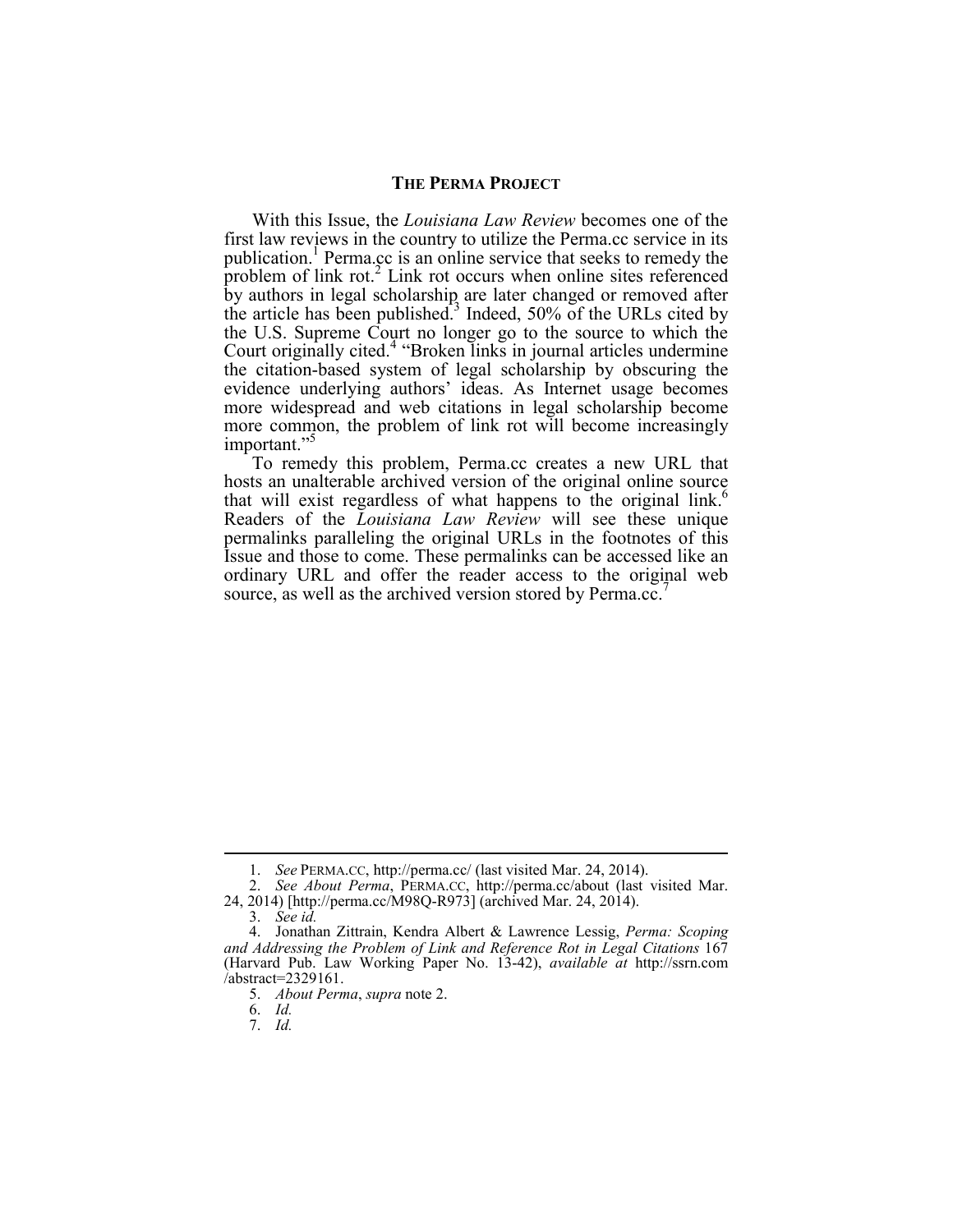## THE PERMA PROJECT

With this Issue, the *Louisiana Law Review* becomes one of the first law reviews in the country to utilize the Perma.cc service in its publication.[1] Perma.cc is an online service that seeks to remedy the problem of link rot.[2] Link rot occurs when online sites referenced by authors in legal scholarship are later changed or removed after the article has been published.[3] Indeed, 50% of the URLs cited by the U.S. Supreme Court no longer go to the source to which the Court originally cited.[4] "Broken links in journal articles undermine the citation-based system of legal scholarship by obscuring the evidence underlying authors' ideas. As Internet usage becomes more widespread and web citations in legal scholarship become more common, the problem of link rot will become increasingly important."[5]

To remedy this problem, Perma.cc creates a new URL that hosts an unalterable archived version of the original online source that will exist regardless of what happens to the original link.[6] Readers of the *Louisiana Law Review* will see these unique permalinks paralleling the original URLs in the footnotes of this Issue and those to come. These permalinks can be accessed like an ordinary URL and offer the reader access to the original web source, as well as the archived version stored by Perma.cc.[7]

---

1. *See* PERMA.CC, http://perma.cc/ (last visited Mar. 24, 2014).
2. *See About Perma*, PERMA.CC, http://perma.cc/about (last visited Mar. 24, 2014) [http://perma.cc/M98Q-R973] (archived Mar. 24, 2014).
3. *See id.*
4. Jonathan Zittrain, Kendra Albert & Lawrence Lessig, *Perma: Scoping and Addressing the Problem of Link and Reference Rot in Legal Citations* 167 (Harvard Pub. Law Working Paper No. 13-42), *available at* http://ssrn.com/abstract=2329161.
5. *About Perma*, *supra* note 2.
6. *Id.*
7. *Id.*